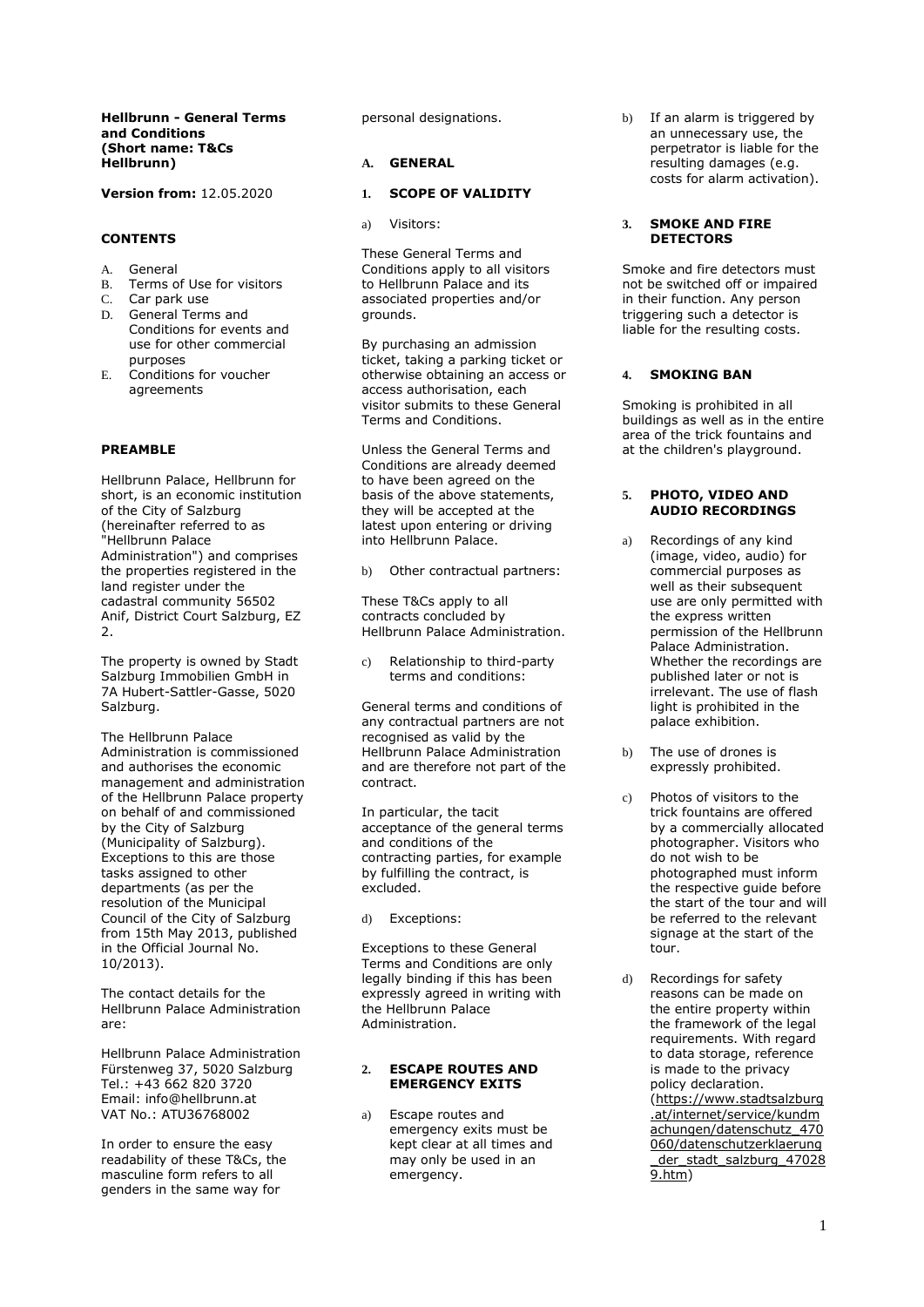**Hellbrunn - General Terms and Conditions (Short name: T&Cs Hellbrunn)**

**Version from:** 12.05.2020

## CONTENTS

A. General
B. Terms of Use for visitors
C. Car park use
D. General Terms and Conditions for events and use for other commercial purposes
E. Conditions for voucher agreements

## PREAMBLE

Hellbrunn Palace, Hellbrunn for short, is an economic institution of the City of Salzburg (hereinafter referred to as "Hellbrunn Palace Administration") and comprises the properties registered in the land register under the cadastral community 56502 Anif, District Court Salzburg, EZ 2.

The property is owned by Stadt Salzburg Immobilien GmbH in 7A Hubert-Sattler-Gasse, 5020 Salzburg.

The Hellbrunn Palace Administration is commissioned and authorises the economic management and administration of the Hellbrunn Palace property on behalf of and commissioned by the City of Salzburg (Municipality of Salzburg). Exceptions to this are those tasks assigned to other departments (as per the resolution of the Municipal Council of the City of Salzburg from 15th May 2013, published in the Official Journal No. 10/2013).

The contact details for the Hellbrunn Palace Administration are:

Hellbrunn Palace Administration
Fürstenweg 37, 5020 Salzburg
Tel.: +43 662 820 3720
Email: info@hellbrunn.at
VAT No.: ATU36768002

In order to ensure the easy readability of these T&Cs, the masculine form refers to all genders in the same way for personal designations.

## A. GENERAL

### 1. SCOPE OF VALIDITY

a) Visitors:

These General Terms and Conditions apply to all visitors to Hellbrunn Palace and its associated properties and/or grounds.

By purchasing an admission ticket, taking a parking ticket or otherwise obtaining an access or access authorisation, each visitor submits to these General Terms and Conditions.

Unless the General Terms and Conditions are already deemed to have been agreed on the basis of the above statements, they will be accepted at the latest upon entering or driving into Hellbrunn Palace.

b) Other contractual partners:

These T&Cs apply to all contracts concluded by Hellbrunn Palace Administration.

c) Relationship to third-party terms and conditions:

General terms and conditions of any contractual partners are not recognised as valid by the Hellbrunn Palace Administration and are therefore not part of the contract.

In particular, the tacit acceptance of the general terms and conditions of the contracting parties, for example by fulfilling the contract, is excluded.

d) Exceptions:

Exceptions to these General Terms and Conditions are only legally binding if this has been expressly agreed in writing with the Hellbrunn Palace Administration.

### 2. ESCAPE ROUTES AND EMERGENCY EXITS

a) Escape routes and emergency exits must be kept clear at all times and may only be used in an emergency.

b) If an alarm is triggered by an unnecessary use, the perpetrator is liable for the resulting damages (e.g. costs for alarm activation).

### 3. SMOKE AND FIRE DETECTORS

Smoke and fire detectors must not be switched off or impaired in their function. Any person triggering such a detector is liable for the resulting costs.

### 4. SMOKING BAN

Smoking is prohibited in all buildings as well as in the entire area of the trick fountains and at the children's playground.

### 5. PHOTO, VIDEO AND AUDIO RECORDINGS

a) Recordings of any kind (image, video, audio) for commercial purposes as well as their subsequent use are only permitted with the express written permission of the Hellbrunn Palace Administration. Whether the recordings are published later or not is irrelevant. The use of flash light is prohibited in the palace exhibition.

b) The use of drones is expressly prohibited.

c) Photos of visitors to the trick fountains are offered by a commercially allocated photographer. Visitors who do not wish to be photographed must inform the respective guide before the start of the tour and will be referred to the relevant signage at the start of the tour.

d) Recordings for safety reasons can be made on the entire property within the framework of the legal requirements. With regard to data storage, reference is made to the privacy policy declaration. (https://www.stadtsalzburg.at/internet/service/kundmachungen/datenschutz_470060/datenschutzerklaerung_der_stadt_salzburg_470289.htm)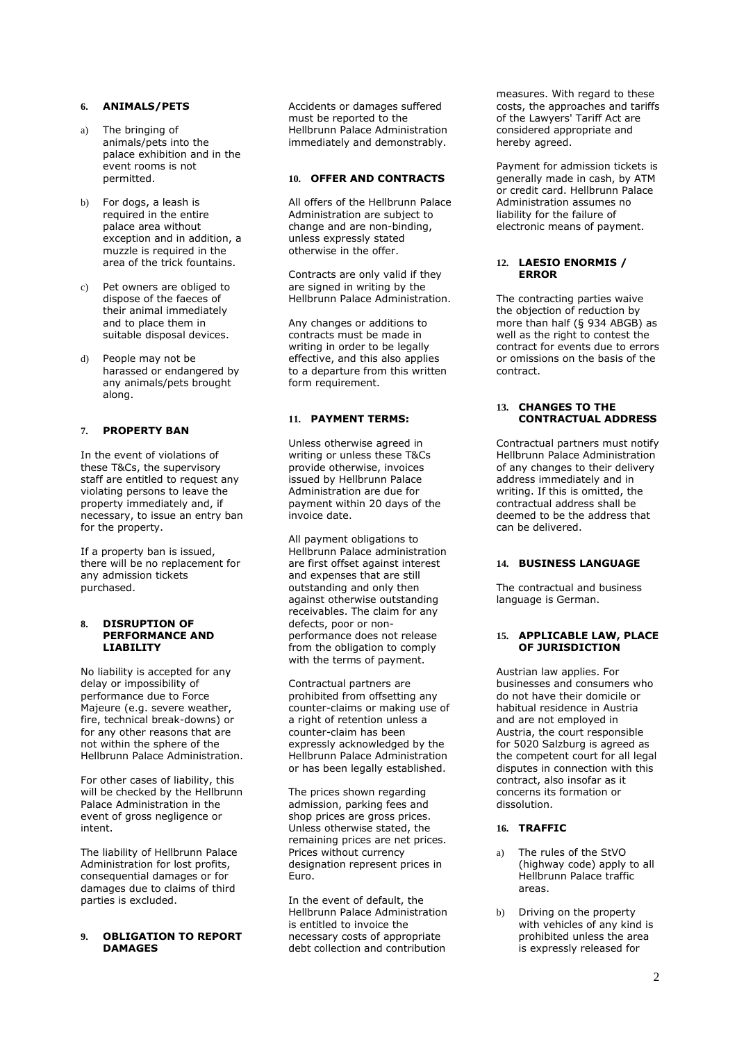## 6. ANIMALS/PETS

a) The bringing of animals/pets into the palace exhibition and in the event rooms is not permitted.

b) For dogs, a leash is required in the entire palace area without exception and in addition, a muzzle is required in the area of the trick fountains.

c) Pet owners are obliged to dispose of the faeces of their animal immediately and to place them in suitable disposal devices.

d) People may not be harassed or endangered by any animals/pets brought along.

## 7. PROPERTY BAN

In the event of violations of these T&Cs, the supervisory staff are entitled to request any violating persons to leave the property immediately and, if necessary, to issue an entry ban for the property.

If a property ban is issued, there will be no replacement for any admission tickets purchased.

## 8. DISRUPTION OF PERFORMANCE AND LIABILITY

No liability is accepted for any delay or impossibility of performance due to Force Majeure (e.g. severe weather, fire, technical break-downs) or for any other reasons that are not within the sphere of the Hellbrunn Palace Administration.

For other cases of liability, this will be checked by the Hellbrunn Palace Administration in the event of gross negligence or intent.

The liability of Hellbrunn Palace Administration for lost profits, consequential damages or for damages due to claims of third parties is excluded.

## 9. OBLIGATION TO REPORT DAMAGES

Accidents or damages suffered must be reported to the Hellbrunn Palace Administration immediately and demonstrably.

## 10. OFFER AND CONTRACTS

All offers of the Hellbrunn Palace Administration are subject to change and are non-binding, unless expressly stated otherwise in the offer.

Contracts are only valid if they are signed in writing by the Hellbrunn Palace Administration.

Any changes or additions to contracts must be made in writing in order to be legally effective, and this also applies to a departure from this written form requirement.

## 11. PAYMENT TERMS:

Unless otherwise agreed in writing or unless these T&Cs provide otherwise, invoices issued by Hellbrunn Palace Administration are due for payment within 20 days of the invoice date.

All payment obligations to Hellbrunn Palace administration are first offset against interest and expenses that are still outstanding and only then against otherwise outstanding receivables. The claim for any defects, poor or non-performance does not release from the obligation to comply with the terms of payment.

Contractual partners are prohibited from offsetting any counter-claims or making use of a right of retention unless a counter-claim has been expressly acknowledged by the Hellbrunn Palace Administration or has been legally established.

The prices shown regarding admission, parking fees and shop prices are gross prices. Unless otherwise stated, the remaining prices are net prices. Prices without currency designation represent prices in Euro.

In the event of default, the Hellbrunn Palace Administration is entitled to invoice the necessary costs of appropriate debt collection and contribution measures. With regard to these costs, the approaches and tariffs of the Lawyers' Tariff Act are considered appropriate and hereby agreed.

Payment for admission tickets is generally made in cash, by ATM or credit card. Hellbrunn Palace Administration assumes no liability for the failure of electronic means of payment.

## 12. LAESIO ENORMIS / ERROR

The contracting parties waive the objection of reduction by more than half (§ 934 ABGB) as well as the right to contest the contract for events due to errors or omissions on the basis of the contract.

## 13. CHANGES TO THE CONTRACTUAL ADDRESS

Contractual partners must notify Hellbrunn Palace Administration of any changes to their delivery address immediately and in writing. If this is omitted, the contractual address shall be deemed to be the address that can be delivered.

## 14. BUSINESS LANGUAGE

The contractual and business language is German.

## 15. APPLICABLE LAW, PLACE OF JURISDICTION

Austrian law applies. For businesses and consumers who do not have their domicile or habitual residence in Austria and are not employed in Austria, the court responsible for 5020 Salzburg is agreed as the competent court for all legal disputes in connection with this contract, also insofar as it concerns its formation or dissolution.

## 16. TRAFFIC

a) The rules of the StVO (highway code) apply to all Hellbrunn Palace traffic areas.

b) Driving on the property with vehicles of any kind is prohibited unless the area is expressly released for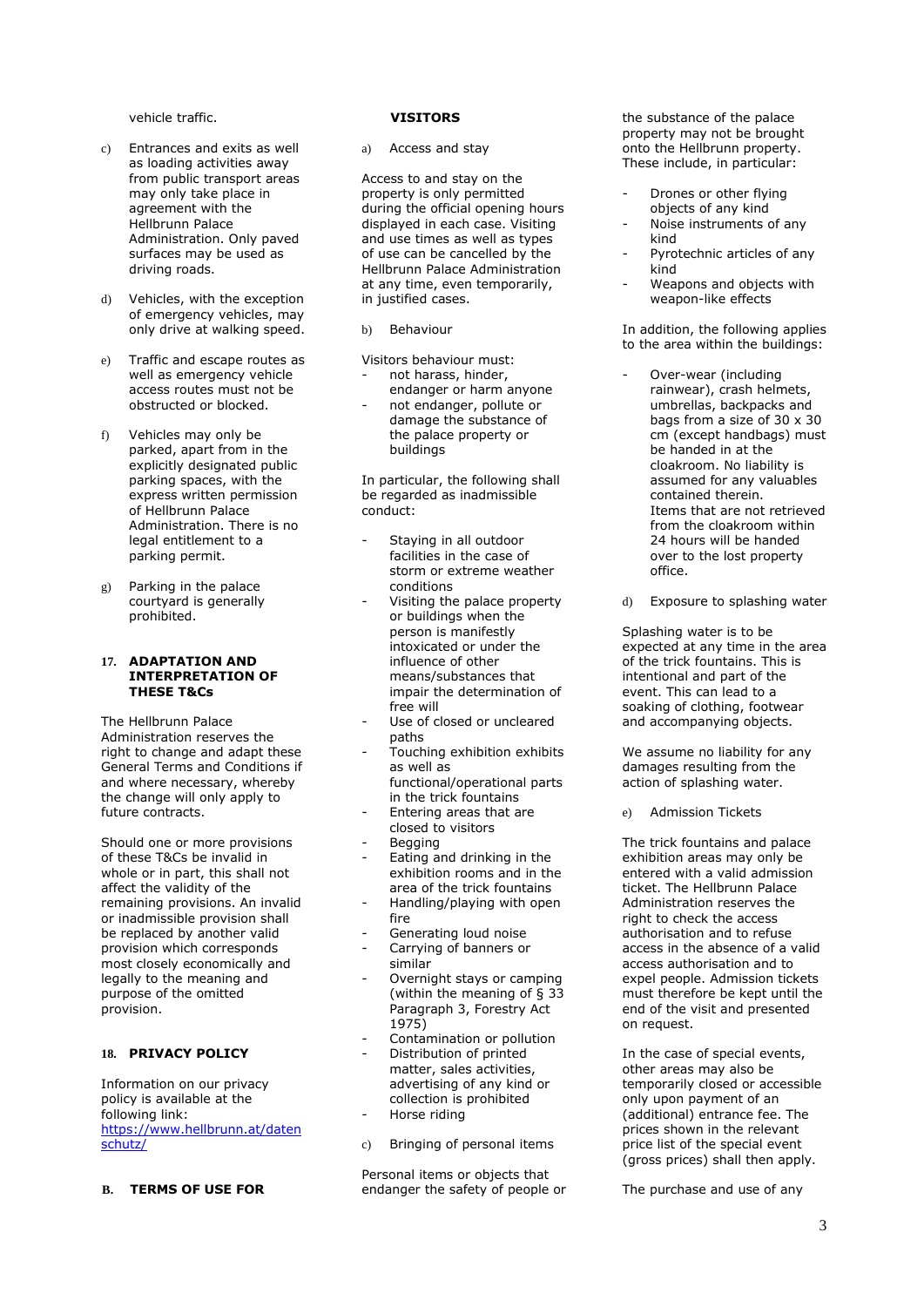vehicle traffic.

c) Entrances and exits as well as loading activities away from public transport areas may only take place in agreement with the Hellbrunn Palace Administration. Only paved surfaces may be used as driving roads.

d) Vehicles, with the exception of emergency vehicles, may only drive at walking speed.

e) Traffic and escape routes as well as emergency vehicle access routes must not be obstructed or blocked.

f) Vehicles may only be parked, apart from in the explicitly designated public parking spaces, with the express written permission of Hellbrunn Palace Administration. There is no legal entitlement to a parking permit.

g) Parking in the palace courtyard is generally prohibited.

## 17. ADAPTATION AND INTERPRETATION OF THESE T&Cs

The Hellbrunn Palace Administration reserves the right to change and adapt these General Terms and Conditions if and where necessary, whereby the change will only apply to future contracts.

Should one or more provisions of these T&Cs be invalid in whole or in part, this shall not affect the validity of the remaining provisions. An invalid or inadmissible provision shall be replaced by another valid provision which corresponds most closely economically and legally to the meaning and purpose of the omitted provision.

## 18. PRIVACY POLICY

Information on our privacy policy is available at the following link: [https://www.hellbrunn.at/datenschutz/](https://www.hellbrunn.at/datenschutz/)

# B. TERMS OF USE FOR VISITORS

a) Access and stay

Access to and stay on the property is only permitted during the official opening hours displayed in each case. Visiting and use times as well as types of use can be cancelled by the Hellbrunn Palace Administration at any time, even temporarily, in justified cases.

b) Behaviour

Visitors behaviour must:
- not harass, hinder, endanger or harm anyone
- not endanger, pollute or damage the substance of the palace property or buildings

In particular, the following shall be regarded as inadmissible conduct:

- Staying in all outdoor facilities in the case of storm or extreme weather conditions
- Visiting the palace property or buildings when the person is manifestly intoxicated or under the influence of other means/substances that impair the determination of free will
- Use of closed or uncleared paths
- Touching exhibition exhibits as well as functional/operational parts in the trick fountains
- Entering areas that are closed to visitors
- Begging
- Eating and drinking in the exhibition rooms and in the area of the trick fountains
- Handling/playing with open fire
- Generating loud noise
- Carrying of banners or similar
- Overnight stays or camping (within the meaning of § 33 Paragraph 3, Forestry Act 1975)
- Contamination or pollution
- Distribution of printed matter, sales activities, advertising of any kind or collection is prohibited
- Horse riding

c) Bringing of personal items

Personal items or objects that endanger the safety of people or the substance of the palace property may not be brought onto the Hellbrunn property. These include, in particular:

- Drones or other flying objects of any kind
- Noise instruments of any kind
- Pyrotechnic articles of any kind
- Weapons and objects with weapon-like effects

In addition, the following applies to the area within the buildings:

- Over-wear (including rainwear), crash helmets, umbrellas, backpacks and bags from a size of 30 x 30 cm (except handbags) must be handed in at the cloakroom. No liability is assumed for any valuables contained therein. Items that are not retrieved from the cloakroom within 24 hours will be handed over to the lost property office.

d) Exposure to splashing water

Splashing water is to be expected at any time in the area of the trick fountains. This is intentional and part of the event. This can lead to a soaking of clothing, footwear and accompanying objects.

We assume no liability for any damages resulting from the action of splashing water.

e) Admission Tickets

The trick fountains and palace exhibition areas may only be entered with a valid admission ticket. The Hellbrunn Palace Administration reserves the right to check the access authorisation and to refuse access in the absence of a valid access authorisation and to expel people. Admission tickets must therefore be kept until the end of the visit and presented on request.

In the case of special events, other areas may also be temporarily closed or accessible only upon payment of an (additional) entrance fee. The prices shown in the relevant price list of the special event (gross prices) shall then apply.

The purchase and use of any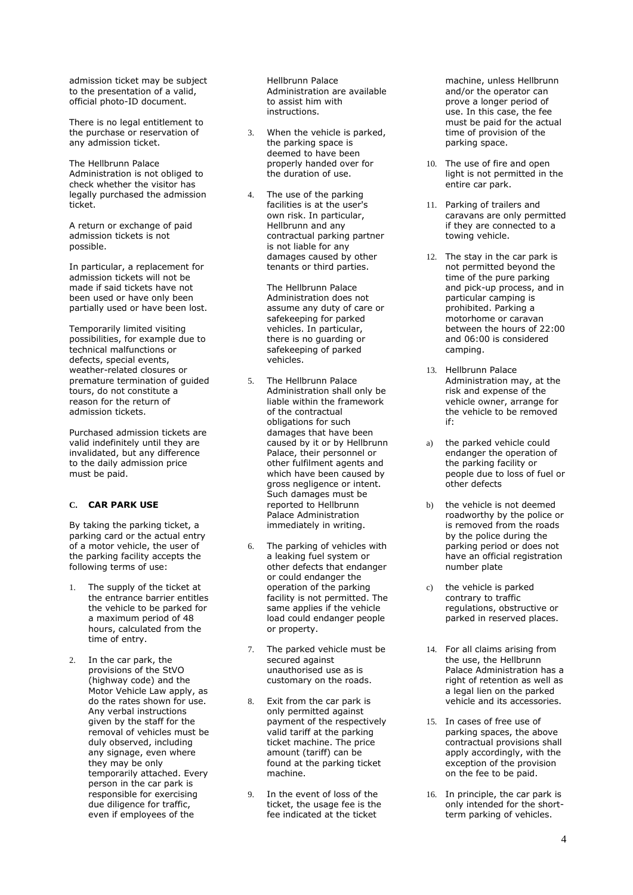admission ticket may be subject to the presentation of a valid, official photo-ID document.

There is no legal entitlement to the purchase or reservation of any admission ticket.

The Hellbrunn Palace Administration is not obliged to check whether the visitor has legally purchased the admission ticket.

A return or exchange of paid admission tickets is not possible.

In particular, a replacement for admission tickets will not be made if said tickets have not been used or have only been partially used or have been lost.

Temporarily limited visiting possibilities, for example due to technical malfunctions or defects, special events, weather-related closures or premature termination of guided tours, do not constitute a reason for the return of admission tickets.

Purchased admission tickets are valid indefinitely until they are invalidated, but any difference to the daily admission price must be paid.

## C. CAR PARK USE

By taking the parking ticket, a parking card or the actual entry of a motor vehicle, the user of the parking facility accepts the following terms of use:

1. The supply of the ticket at the entrance barrier entitles the vehicle to be parked for a maximum period of 48 hours, calculated from the time of entry.
2. In the car park, the provisions of the StVO (highway code) and the Motor Vehicle Law apply, as do the rates shown for use. Any verbal instructions given by the staff for the removal of vehicles must be duly observed, including any signage, even where they may be only temporarily attached. Every person in the car park is responsible for exercising due diligence for traffic, even if employees of the Hellbrunn Palace Administration are available to assist him with instructions.
3. When the vehicle is parked, the parking space is deemed to have been properly handed over for the duration of use.
4. The use of the parking facilities is at the user's own risk. In particular, Hellbrunn and any contractual parking partner is not liable for any damages caused by other tenants or third parties.

   The Hellbrunn Palace Administration does not assume any duty of care or safekeeping for parked vehicles. In particular, there is no guarding or safekeeping of parked vehicles.
5. The Hellbrunn Palace Administration shall only be liable within the framework of the contractual obligations for such damages that have been caused by it or by Hellbrunn Palace, their personnel or other fulfilment agents and which have been caused by gross negligence or intent. Such damages must be reported to Hellbrunn Palace Administration immediately in writing.
6. The parking of vehicles with a leaking fuel system or other defects that endanger or could endanger the operation of the parking facility is not permitted. The same applies if the vehicle load could endanger people or property.
7. The parked vehicle must be secured against unauthorised use as is customary on the roads.
8. Exit from the car park is only permitted against payment of the respectively valid tariff at the parking ticket machine. The price amount (tariff) can be found at the parking ticket machine.
9. In the event of loss of the ticket, the usage fee is the fee indicated at the ticket machine, unless Hellbrunn and/or the operator can prove a longer period of use. In this case, the fee must be paid for the actual time of provision of the parking space.
10. The use of fire and open light is not permitted in the entire car park.
11. Parking of trailers and caravans are only permitted if they are connected to a towing vehicle.
12. The stay in the car park is not permitted beyond the time of the pure parking and pick-up process, and in particular camping is prohibited. Parking a motorhome or caravan between the hours of 22:00 and 06:00 is considered camping.
13. Hellbrunn Palace Administration may, at the risk and expense of the vehicle owner, arrange for the vehicle to be removed if:

    a) the parked vehicle could endanger the operation of the parking facility or people due to loss of fuel or other defects

    b) the vehicle is not deemed roadworthy by the police or is removed from the roads by the police during the parking period or does not have an official registration number plate

    c) the vehicle is parked contrary to traffic regulations, obstructive or parked in reserved places.
14. For all claims arising from the use, the Hellbrunn Palace Administration has a right of retention as well as a legal lien on the parked vehicle and its accessories.
15. In cases of free use of parking spaces, the above contractual provisions shall apply accordingly, with the exception of the provision on the fee to be paid.
16. In principle, the car park is only intended for the short-term parking of vehicles.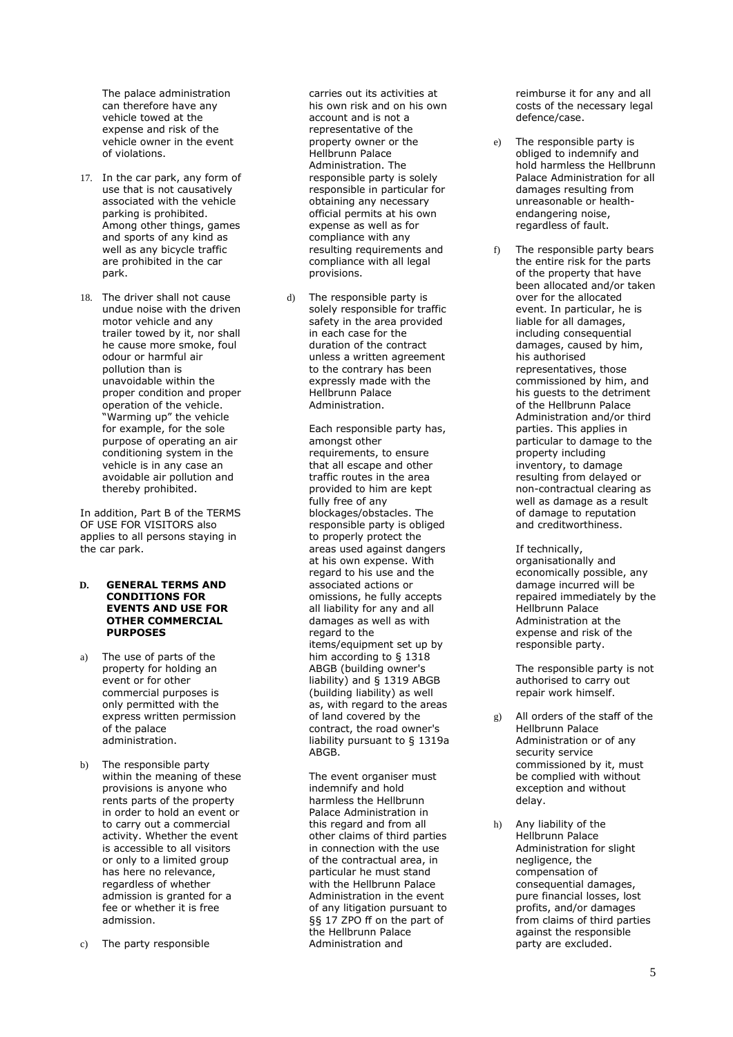The palace administration can therefore have any vehicle towed at the expense and risk of the vehicle owner in the event of violations.

17. In the car park, any form of use that is not causatively associated with the vehicle parking is prohibited. Among other things, games and sports of any kind as well as any bicycle traffic are prohibited in the car park.

18. The driver shall not cause undue noise with the driven motor vehicle and any trailer towed by it, nor shall he cause more smoke, foul odour or harmful air pollution than is unavoidable within the proper condition and proper operation of the vehicle. "Warming up" the vehicle for example, for the sole purpose of operating an air conditioning system in the vehicle is in any case an avoidable air pollution and thereby prohibited.

In addition, Part B of the TERMS OF USE FOR VISITORS also applies to all persons staying in the car park.

## D. GENERAL TERMS AND CONDITIONS FOR EVENTS AND USE FOR OTHER COMMERCIAL PURPOSES

a) The use of parts of the property for holding an event or for other commercial purposes is only permitted with the express written permission of the palace administration.

b) The responsible party within the meaning of these provisions is anyone who rents parts of the property in order to hold an event or to carry out a commercial activity. Whether the event is accessible to all visitors or only to a limited group has here no relevance, regardless of whether admission is granted for a fee or whether it is free admission.

c) The party responsible carries out its activities at his own risk and on his own account and is not a representative of the property owner or the Hellbrunn Palace Administration. The responsible party is solely responsible in particular for obtaining any necessary official permits at his own expense as well as for compliance with any resulting requirements and compliance with all legal provisions.

d) The responsible party is solely responsible for traffic safety in the area provided in each case for the duration of the contract unless a written agreement to the contrary has been expressly made with the Hellbrunn Palace Administration.

   Each responsible party has, amongst other requirements, to ensure that all escape and other traffic routes in the area provided to him are kept fully free of any blockages/obstacles. The responsible party is obliged to properly protect the areas used against dangers at his own expense. With regard to his use and the associated actions or omissions, he fully accepts all liability for any and all damages as well as with regard to the items/equipment set up by him according to § 1318 ABGB (building owner's liability) and § 1319 ABGB (building liability) as well as, with regard to the areas of land covered by the contract, the road owner's liability pursuant to § 1319a ABGB.

   The event organiser must indemnify and hold harmless the Hellbrunn Palace Administration in this regard and from all other claims of third parties in connection with the use of the contractual area, in particular he must stand with the Hellbrunn Palace Administration in the event of any litigation pursuant to §§ 17 ZPO ff on the part of the Hellbrunn Palace Administration and reimburse it for any and all costs of the necessary legal defence/case.

e) The responsible party is obliged to indemnify and hold harmless the Hellbrunn Palace Administration for all damages resulting from unreasonable or health-endangering noise, regardless of fault.

f) The responsible party bears the entire risk for the parts of the property that have been allocated and/or taken over for the allocated event. In particular, he is liable for all damages, including consequential damages, caused by him, his authorised representatives, those commissioned by him, and his guests to the detriment of the Hellbrunn Palace Administration and/or third parties. This applies in particular to damage to the property including inventory, to damage resulting from delayed or non-contractual clearing as well as damage as a result of damage to reputation and creditworthiness.

   If technically, organisationally and economically possible, any damage incurred will be repaired immediately by the Hellbrunn Palace Administration at the expense and risk of the responsible party.

   The responsible party is not authorised to carry out repair work himself.

g) All orders of the staff of the Hellbrunn Palace Administration or of any security service commissioned by it, must be complied with without exception and without delay.

h) Any liability of the Hellbrunn Palace Administration for slight negligence, the compensation of consequential damages, pure financial losses, lost profits, and/or damages from claims of third parties against the responsible party are excluded.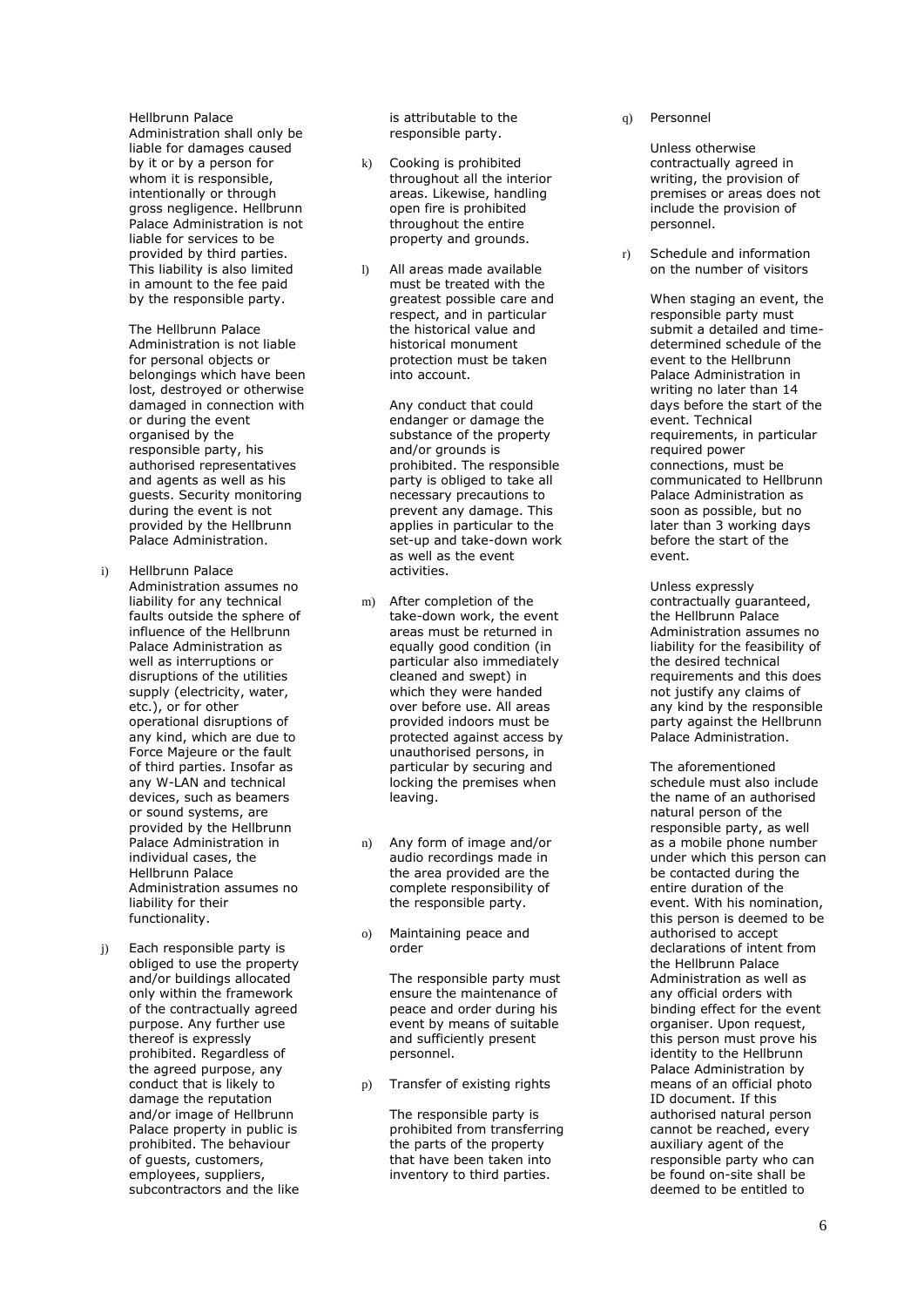Hellbrunn Palace Administration shall only be liable for damages caused by it or by a person for whom it is responsible, intentionally or through gross negligence. Hellbrunn Palace Administration is not liable for services to be provided by third parties. This liability is also limited in amount to the fee paid by the responsible party.

The Hellbrunn Palace Administration is not liable for personal objects or belongings which have been lost, destroyed or otherwise damaged in connection with or during the event organised by the responsible party, his authorised representatives and agents as well as his guests. Security monitoring during the event is not provided by the Hellbrunn Palace Administration.

i) Hellbrunn Palace Administration assumes no liability for any technical faults outside the sphere of influence of the Hellbrunn Palace Administration as well as interruptions or disruptions of the utilities supply (electricity, water, etc.), or for other operational disruptions of any kind, which are due to Force Majeure or the fault of third parties. Insofar as any W-LAN and technical devices, such as beamers or sound systems, are provided by the Hellbrunn Palace Administration in individual cases, the Hellbrunn Palace Administration assumes no liability for their functionality.

j) Each responsible party is obliged to use the property and/or buildings allocated only within the framework of the contractually agreed purpose. Any further use thereof is expressly prohibited. Regardless of the agreed purpose, any conduct that is likely to damage the reputation and/or image of Hellbrunn Palace property in public is prohibited. The behaviour of guests, customers, employees, suppliers, subcontractors and the like is attributable to the responsible party.

k) Cooking is prohibited throughout all the interior areas. Likewise, handling open fire is prohibited throughout the entire property and grounds.

l) All areas made available must be treated with the greatest possible care and respect, and in particular the historical value and historical monument protection must be taken into account.

Any conduct that could endanger or damage the substance of the property and/or grounds is prohibited. The responsible party is obliged to take all necessary precautions to prevent any damage. This applies in particular to the set-up and take-down work as well as the event activities.

m) After completion of the take-down work, the event areas must be returned in equally good condition (in particular also immediately cleaned and swept) in which they were handed over before use. All areas provided indoors must be protected against access by unauthorised persons, in particular by securing and locking the premises when leaving.

n) Any form of image and/or audio recordings made in the area provided are the complete responsibility of the responsible party.

o) Maintaining peace and order

The responsible party must ensure the maintenance of peace and order during his event by means of suitable and sufficiently present personnel.

p) Transfer of existing rights

The responsible party is prohibited from transferring the parts of the property that have been taken into inventory to third parties.

q) Personnel

Unless otherwise contractually agreed in writing, the provision of premises or areas does not include the provision of personnel.

r) Schedule and information on the number of visitors

When staging an event, the responsible party must submit a detailed and time-determined schedule of the event to the Hellbrunn Palace Administration in writing no later than 14 days before the start of the event. Technical requirements, in particular required power connections, must be communicated to Hellbrunn Palace Administration as soon as possible, but no later than 3 working days before the start of the event.

Unless expressly contractually guaranteed, the Hellbrunn Palace Administration assumes no liability for the feasibility of the desired technical requirements and this does not justify any claims of any kind by the responsible party against the Hellbrunn Palace Administration.

The aforementioned schedule must also include the name of an authorised natural person of the responsible party, as well as a mobile phone number under which this person can be contacted during the entire duration of the event. With his nomination, this person is deemed to be authorised to accept declarations of intent from the Hellbrunn Palace Administration as well as any official orders with binding effect for the event organiser. Upon request, this person must prove his identity to the Hellbrunn Palace Administration by means of an official photo ID document. If this authorised natural person cannot be reached, every auxiliary agent of the responsible party who can be found on-site shall be deemed to be entitled to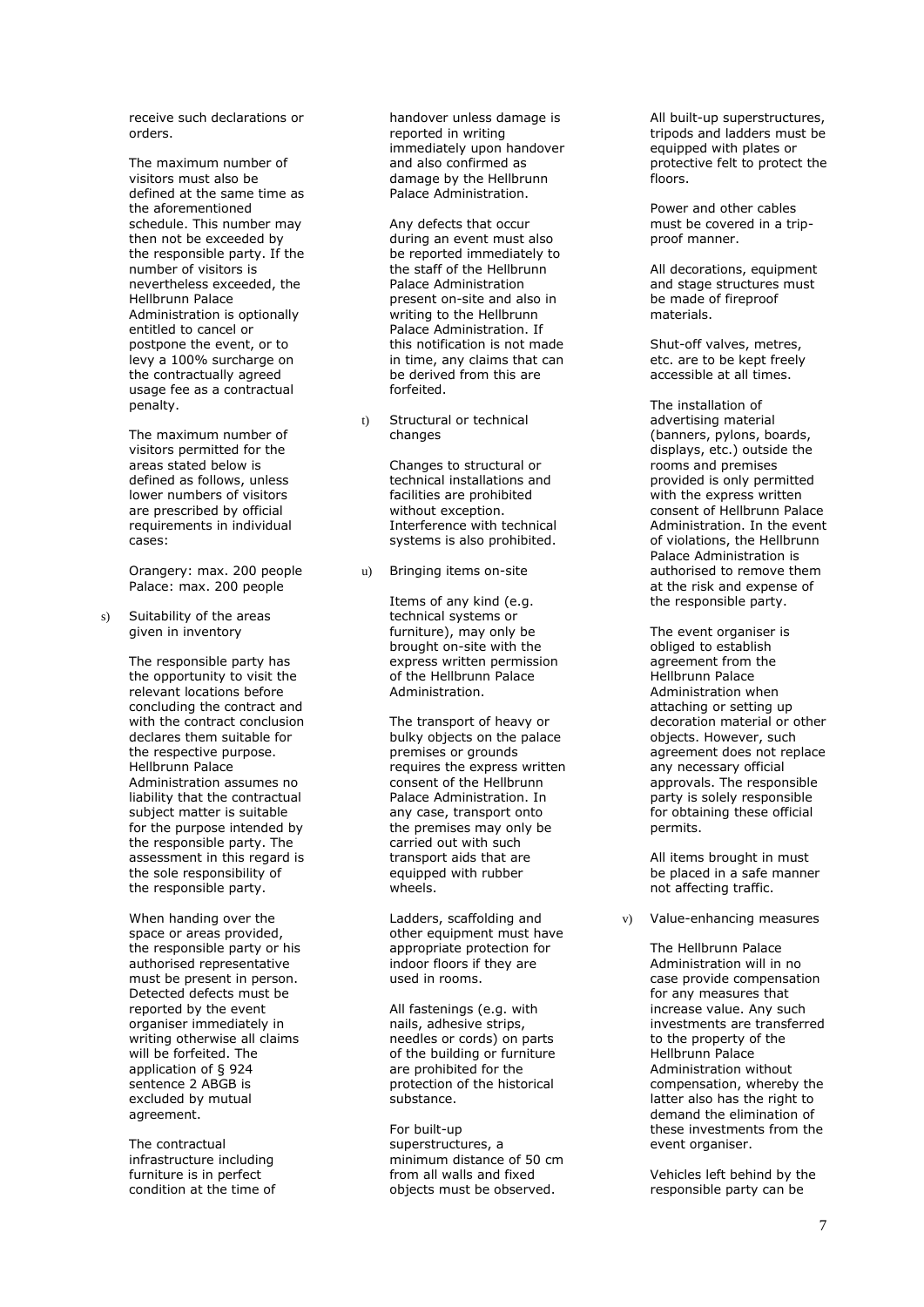receive such declarations or orders.

The maximum number of visitors must also be defined at the same time as the aforementioned schedule. This number may then not be exceeded by the responsible party. If the number of visitors is nevertheless exceeded, the Hellbrunn Palace Administration is optionally entitled to cancel or postpone the event, or to levy a 100% surcharge on the contractually agreed usage fee as a contractual penalty.

The maximum number of visitors permitted for the areas stated below is defined as follows, unless lower numbers of visitors are prescribed by official requirements in individual cases:

Orangery: max. 200 people
Palace: max. 200 people

s) Suitability of the areas given in inventory

The responsible party has the opportunity to visit the relevant locations before concluding the contract and with the contract conclusion declares them suitable for the respective purpose. Hellbrunn Palace Administration assumes no liability that the contractual subject matter is suitable for the purpose intended by the responsible party. The assessment in this regard is the sole responsibility of the responsible party.

When handing over the space or areas provided, the responsible party or his authorised representative must be present in person. Detected defects must be reported by the event organiser immediately in writing otherwise all claims will be forfeited. The application of § 924 sentence 2 ABGB is excluded by mutual agreement.

The contractual infrastructure including furniture is in perfect condition at the time of handover unless damage is reported in writing immediately upon handover and also confirmed as damage by the Hellbrunn Palace Administration.

Any defects that occur during an event must also be reported immediately to the staff of the Hellbrunn Palace Administration present on-site and also in writing to the Hellbrunn Palace Administration. If this notification is not made in time, any claims that can be derived from this are forfeited.

t) Structural or technical changes

Changes to structural or technical installations and facilities are prohibited without exception. Interference with technical systems is also prohibited.

u) Bringing items on-site

Items of any kind (e.g. technical systems or furniture), may only be brought on-site with the express written permission of the Hellbrunn Palace Administration.

The transport of heavy or bulky objects on the palace premises or grounds requires the express written consent of the Hellbrunn Palace Administration. In any case, transport onto the premises may only be carried out with such transport aids that are equipped with rubber wheels.

Ladders, scaffolding and other equipment must have appropriate protection for indoor floors if they are used in rooms.

All fastenings (e.g. with nails, adhesive strips, needles or cords) on parts of the building or furniture are prohibited for the protection of the historical substance.

For built-up superstructures, a minimum distance of 50 cm from all walls and fixed objects must be observed.

All built-up superstructures, tripods and ladders must be equipped with plates or protective felt to protect the floors.

Power and other cables must be covered in a trip-proof manner.

All decorations, equipment and stage structures must be made of fireproof materials.

Shut-off valves, metres, etc. are to be kept freely accessible at all times.

The installation of advertising material (banners, pylons, boards, displays, etc.) outside the rooms and premises provided is only permitted with the express written consent of Hellbrunn Palace Administration. In the event of violations, the Hellbrunn Palace Administration is authorised to remove them at the risk and expense of the responsible party.

The event organiser is obliged to establish agreement from the Hellbrunn Palace Administration when attaching or setting up decoration material or other objects. However, such agreement does not replace any necessary official approvals. The responsible party is solely responsible for obtaining these official permits.

All items brought in must be placed in a safe manner not affecting traffic.

v) Value-enhancing measures

The Hellbrunn Palace Administration will in no case provide compensation for any measures that increase value. Any such investments are transferred to the property of the Hellbrunn Palace Administration without compensation, whereby the latter also has the right to demand the elimination of these investments from the event organiser.

Vehicles left behind by the responsible party can be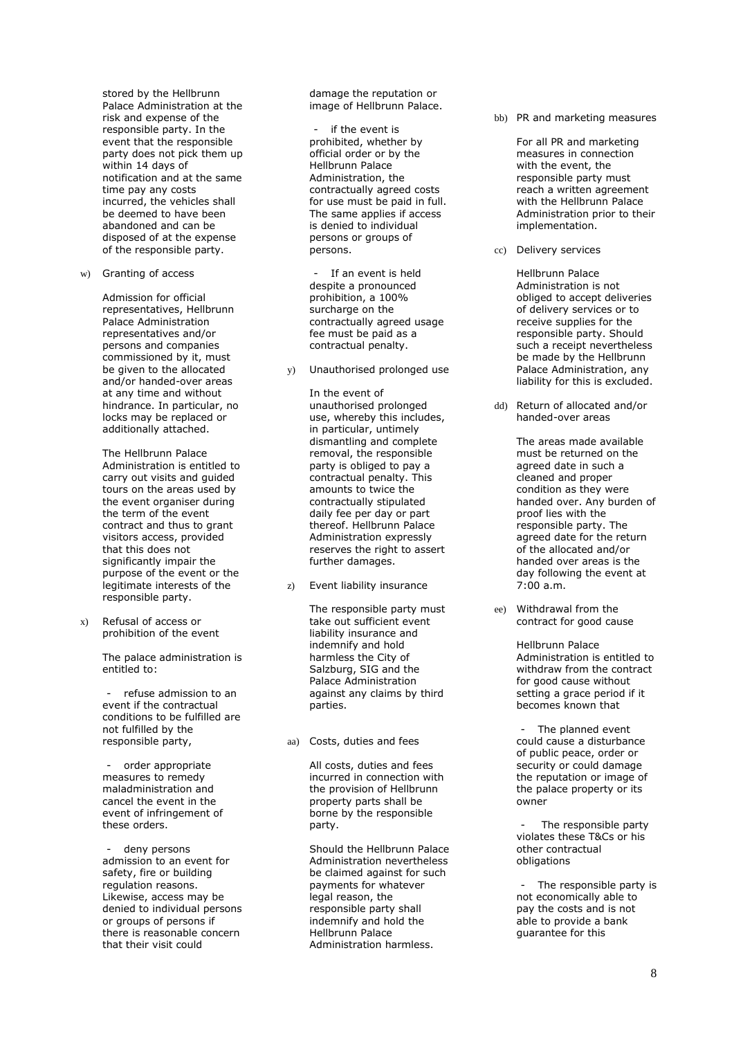stored by the Hellbrunn Palace Administration at the risk and expense of the responsible party. In the event that the responsible party does not pick them up within 14 days of notification and at the same time pay any costs incurred, the vehicles shall be deemed to have been abandoned and can be disposed of at the expense of the responsible party.

w) Granting of access

Admission for official representatives, Hellbrunn Palace Administration representatives and/or persons and companies commissioned by it, must be given to the allocated and/or handed-over areas at any time and without hindrance. In particular, no locks may be replaced or additionally attached.

The Hellbrunn Palace Administration is entitled to carry out visits and guided tours on the areas used by the event organiser during the term of the event contract and thus to grant visitors access, provided that this does not significantly impair the purpose of the event or the legitimate interests of the responsible party.

x) Refusal of access or prohibition of the event

The palace administration is entitled to:

- refuse admission to an event if the contractual conditions to be fulfilled are not fulfilled by the responsible party,

- order appropriate measures to remedy maladministration and cancel the event in the event of infringement of these orders.

- deny persons admission to an event for safety, fire or building regulation reasons. Likewise, access may be denied to individual persons or groups of persons if there is reasonable concern that their visit could damage the reputation or image of Hellbrunn Palace.

- if the event is prohibited, whether by official order or by the Hellbrunn Palace Administration, the contractually agreed costs for use must be paid in full. The same applies if access is denied to individual persons or groups of persons.

- If an event is held despite a pronounced prohibition, a 100% surcharge on the contractually agreed usage fee must be paid as a contractual penalty.

y) Unauthorised prolonged use

In the event of unauthorised prolonged use, whereby this includes, in particular, untimely dismantling and complete removal, the responsible party is obliged to pay a contractual penalty. This amounts to twice the contractually stipulated daily fee per day or part thereof. Hellbrunn Palace Administration expressly reserves the right to assert further damages.

z) Event liability insurance

The responsible party must take out sufficient event liability insurance and indemnify and hold harmless the City of Salzburg, SIG and the Palace Administration against any claims by third parties.

aa) Costs, duties and fees

All costs, duties and fees incurred in connection with the provision of Hellbrunn property parts shall be borne by the responsible party.

Should the Hellbrunn Palace Administration nevertheless be claimed against for such payments for whatever legal reason, the responsible party shall indemnify and hold the Hellbrunn Palace Administration harmless.

bb) PR and marketing measures

For all PR and marketing measures in connection with the event, the responsible party must reach a written agreement with the Hellbrunn Palace Administration prior to their implementation.

cc) Delivery services

Hellbrunn Palace Administration is not obliged to accept deliveries of delivery services or to receive supplies for the responsible party. Should such a receipt nevertheless be made by the Hellbrunn Palace Administration, any liability for this is excluded.

dd) Return of allocated and/or handed-over areas

The areas made available must be returned on the agreed date in such a cleaned and proper condition as they were handed over. Any burden of proof lies with the responsible party. The agreed date for the return of the allocated and/or handed over areas is the day following the event at 7:00 a.m.

ee) Withdrawal from the contract for good cause

Hellbrunn Palace Administration is entitled to withdraw from the contract for good cause without setting a grace period if it becomes known that

- The planned event could cause a disturbance of public peace, order or security or could damage the reputation or image of the palace property or its owner

- The responsible party violates these T&Cs or his other contractual obligations

- The responsible party is not economically able to pay the costs and is not able to provide a bank guarantee for this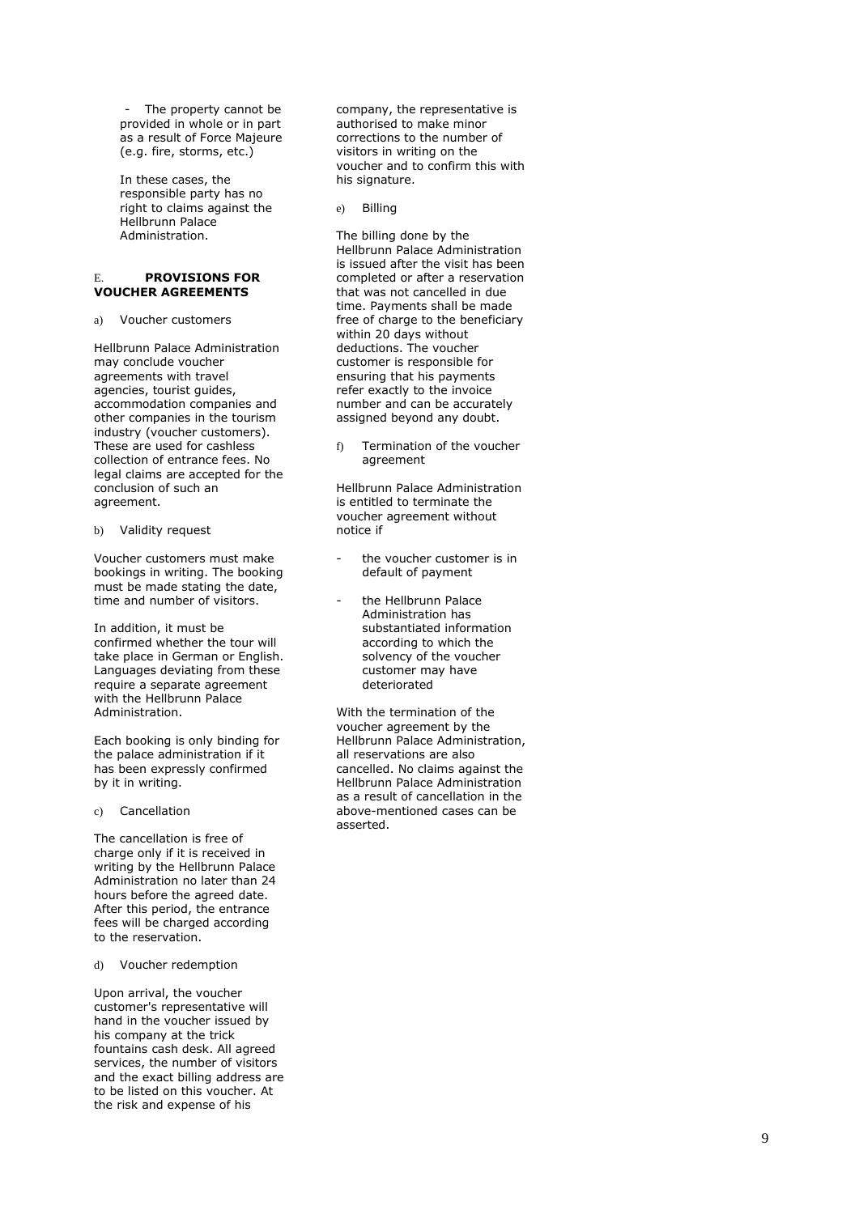- The property cannot be provided in whole or in part as a result of Force Majeure (e.g. fire, storms, etc.)

In these cases, the responsible party has no right to claims against the Hellbrunn Palace Administration.

## E. PROVISIONS FOR VOUCHER AGREEMENTS

a) Voucher customers

Hellbrunn Palace Administration may conclude voucher agreements with travel agencies, tourist guides, accommodation companies and other companies in the tourism industry (voucher customers). These are used for cashless collection of entrance fees. No legal claims are accepted for the conclusion of such an agreement.

b) Validity request

Voucher customers must make bookings in writing. The booking must be made stating the date, time and number of visitors.

In addition, it must be confirmed whether the tour will take place in German or English. Languages deviating from these require a separate agreement with the Hellbrunn Palace Administration.

Each booking is only binding for the palace administration if it has been expressly confirmed by it in writing.

c) Cancellation

The cancellation is free of charge only if it is received in writing by the Hellbrunn Palace Administration no later than 24 hours before the agreed date. After this period, the entrance fees will be charged according to the reservation.

d) Voucher redemption

Upon arrival, the voucher customer's representative will hand in the voucher issued by his company at the trick fountains cash desk. All agreed services, the number of visitors and the exact billing address are to be listed on this voucher. At the risk and expense of his company, the representative is authorised to make minor corrections to the number of visitors in writing on the voucher and to confirm this with his signature.

e) Billing

The billing done by the Hellbrunn Palace Administration is issued after the visit has been completed or after a reservation that was not cancelled in due time. Payments shall be made free of charge to the beneficiary within 20 days without deductions. The voucher customer is responsible for ensuring that his payments refer exactly to the invoice number and can be accurately assigned beyond any doubt.

f) Termination of the voucher agreement

Hellbrunn Palace Administration is entitled to terminate the voucher agreement without notice if

- the voucher customer is in default of payment
- the Hellbrunn Palace Administration has substantiated information according to which the solvency of the voucher customer may have deteriorated

With the termination of the voucher agreement by the Hellbrunn Palace Administration, all reservations are also cancelled. No claims against the Hellbrunn Palace Administration as a result of cancellation in the above-mentioned cases can be asserted.